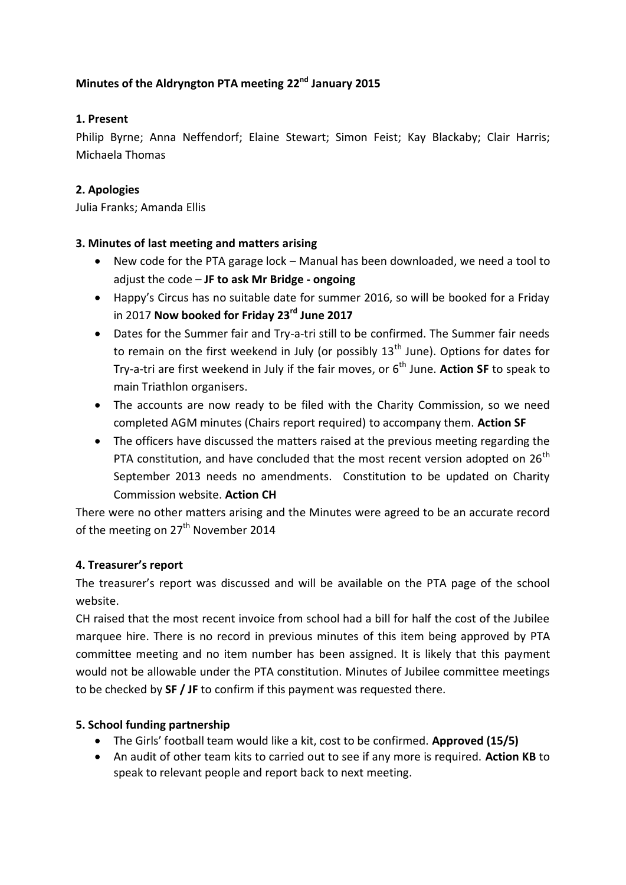**Minutes of the Aldryngton PTA meeting 22nd January 2015**

**1. Present**

Philip Byrne; Anna Neffendorf; Elaine Stewart; Simon Feist; Kay Blackaby; Clair Harris; Michaela Thomas

**2. Apologies**

Julia Franks; Amanda Ellis

**3. Minutes of last meeting and matters arising**

- New code for the PTA garage lock – Manual has been downloaded, we need a tool to adjust the code – **JF to ask Mr Bridge - ongoing**
- Happy's Circus has no suitable date for summer 2016, so will be booked for a Friday in 2017 **Now booked for Friday 23rd June 2017**
- Dates for the Summer fair and Try-a-tri still to be confirmed. The Summer fair needs to remain on the first weekend in July (or possibly 13th June). Options for dates for Try-a-tri are first weekend in July if the fair moves, or 6th June. **Action SF** to speak to main Triathlon organisers.
- The accounts are now ready to be filed with the Charity Commission, so we need completed AGM minutes (Chairs report required) to accompany them. **Action SF**
- The officers have discussed the matters raised at the previous meeting regarding the PTA constitution, and have concluded that the most recent version adopted on 26th September 2013 needs no amendments. Constitution to be updated on Charity Commission website. **Action CH**

There were no other matters arising and the Minutes were agreed to be an accurate record of the meeting on 27th November 2014

**4. Treasurer's report**

The treasurer's report was discussed and will be available on the PTA page of the school website.

CH raised that the most recent invoice from school had a bill for half the cost of the Jubilee marquee hire. There is no record in previous minutes of this item being approved by PTA committee meeting and no item number has been assigned. It is likely that this payment would not be allowable under the PTA constitution. Minutes of Jubilee committee meetings to be checked by **SF / JF** to confirm if this payment was requested there.

**5. School funding partnership**

- The Girls' football team would like a kit, cost to be confirmed. **Approved (15/5)**
- An audit of other team kits to carried out to see if any more is required. **Action KB** to speak to relevant people and report back to next meeting.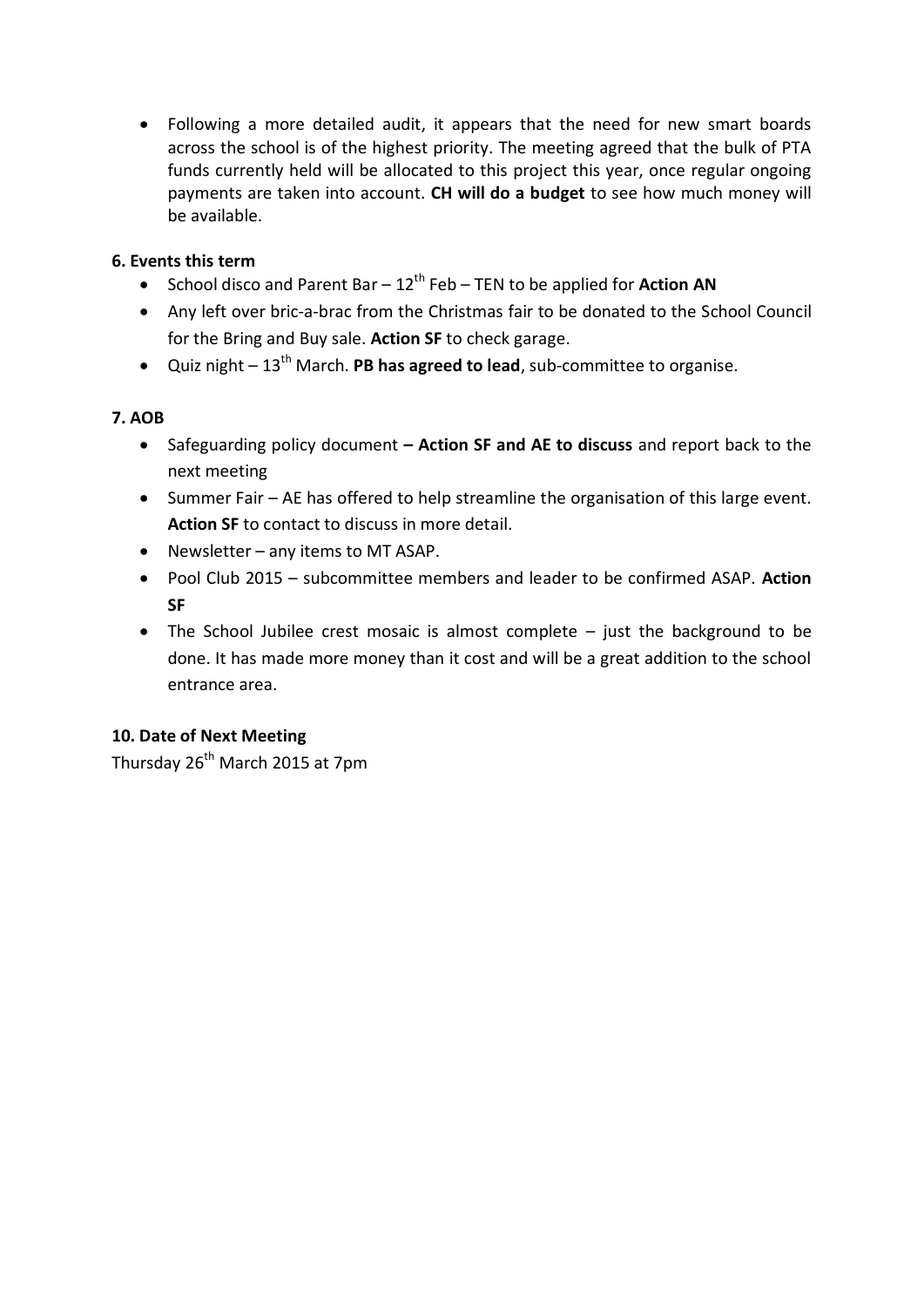- Following a more detailed audit, it appears that the need for new smart boards across the school is of the highest priority. The meeting agreed that the bulk of PTA funds currently held will be allocated to this project this year, once regular ongoing payments are taken into account. **CH will do a budget** to see how much money will be available.

**6. Events this term**

- School disco and Parent Bar – 12th Feb – TEN to be applied for **Action AN**
- Any left over bric-a-brac from the Christmas fair to be donated to the School Council for the Bring and Buy sale. **Action SF** to check garage.
- Quiz night – 13th March. **PB has agreed to lead**, sub-committee to organise.

**7. AOB**

- Safeguarding policy document **– Action SF and AE to discuss** and report back to the next meeting
- Summer Fair – AE has offered to help streamline the organisation of this large event. **Action SF** to contact to discuss in more detail.
- Newsletter – any items to MT ASAP.
- Pool Club 2015 – subcommittee members and leader to be confirmed ASAP. **Action SF**
- The School Jubilee crest mosaic is almost complete – just the background to be done. It has made more money than it cost and will be a great addition to the school entrance area.

**10. Date of Next Meeting**

Thursday 26th March 2015 at 7pm